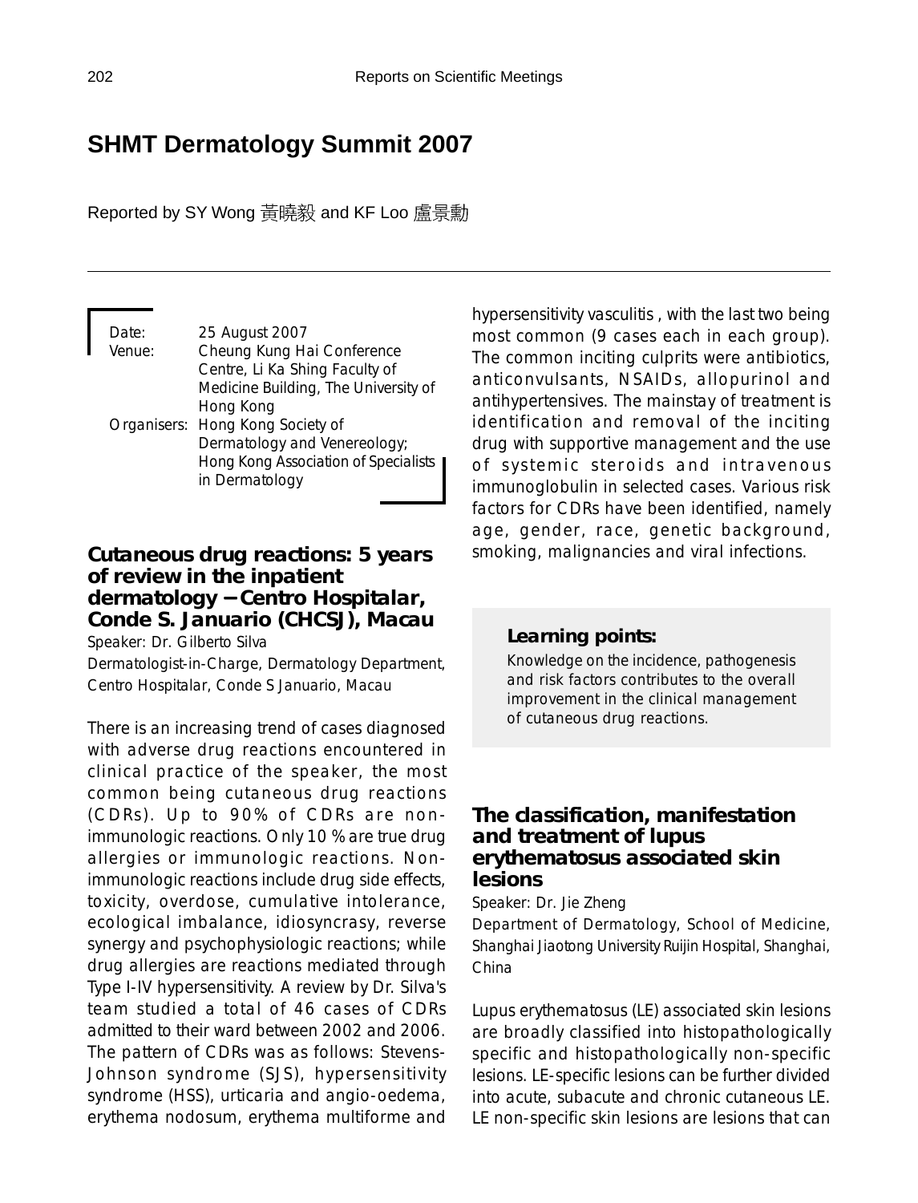# SHMT Dermatology Summit 2007

Reported by SY Wong 黃曉毅 and KF Loo 盧景勳

Date: 25 August 2007
Venue: Cheung Kung Hai Conference Centre, Li Ka Shing Faculty of Medicine Building, The University of Hong Kong
Organisers: Hong Kong Society of Dermatology and Venereology; Hong Kong Association of Specialists in Dermatology

## Cutaneous drug reactions: 5 years of review in the inpatient dermatology – Centro Hospitalar, Conde S. Januario (CHCSJ), Macau

Speaker: Dr. Gilberto Silva
Dermatologist-in-Charge, Dermatology Department, Centro Hospitalar, Conde S Januario, Macau

There is an increasing trend of cases diagnosed with adverse drug reactions encountered in clinical practice of the speaker, the most common being cutaneous drug reactions (CDRs). Up to 90% of CDRs are non-immunologic reactions. Only 10 % are true drug allergies or immunologic reactions. Non-immunologic reactions include drug side effects, toxicity, overdose, cumulative intolerance, ecological imbalance, idiosyncrasy, reverse synergy and psychophysiologic reactions; while drug allergies are reactions mediated through Type I-IV hypersensitivity. A review by Dr. Silva's team studied a total of 46 cases of CDRs admitted to their ward between 2002 and 2006. The pattern of CDRs was as follows: Stevens-Johnson syndrome (SJS), hypersensitivity syndrome (HSS), urticaria and angio-oedema, erythema nodosum, erythema multiforme and hypersensitivity vasculitis , with the last two being most common (9 cases each in each group). The common inciting culprits were antibiotics, anticonvulsants, NSAIDs, allopurinol and antihypertensives. The mainstay of treatment is identification and removal of the inciting drug with supportive management and the use of systemic steroids and intravenous immunoglobulin in selected cases. Various risk factors for CDRs have been identified, namely age, gender, race, genetic background, smoking, malignancies and viral infections.

**Learning points:**

Knowledge on the incidence, pathogenesis and risk factors contributes to the overall improvement in the clinical management of cutaneous drug reactions.

## The classification, manifestation and treatment of lupus erythematosus associated skin lesions

Speaker: Dr. Jie Zheng
Department of Dermatology, School of Medicine, Shanghai Jiaotong University Ruijin Hospital, Shanghai, China

Lupus erythematosus (LE) associated skin lesions are broadly classified into histopathologically specific and histopathologically non-specific lesions. LE-specific lesions can be further divided into acute, subacute and chronic cutaneous LE. LE non-specific skin lesions are lesions that can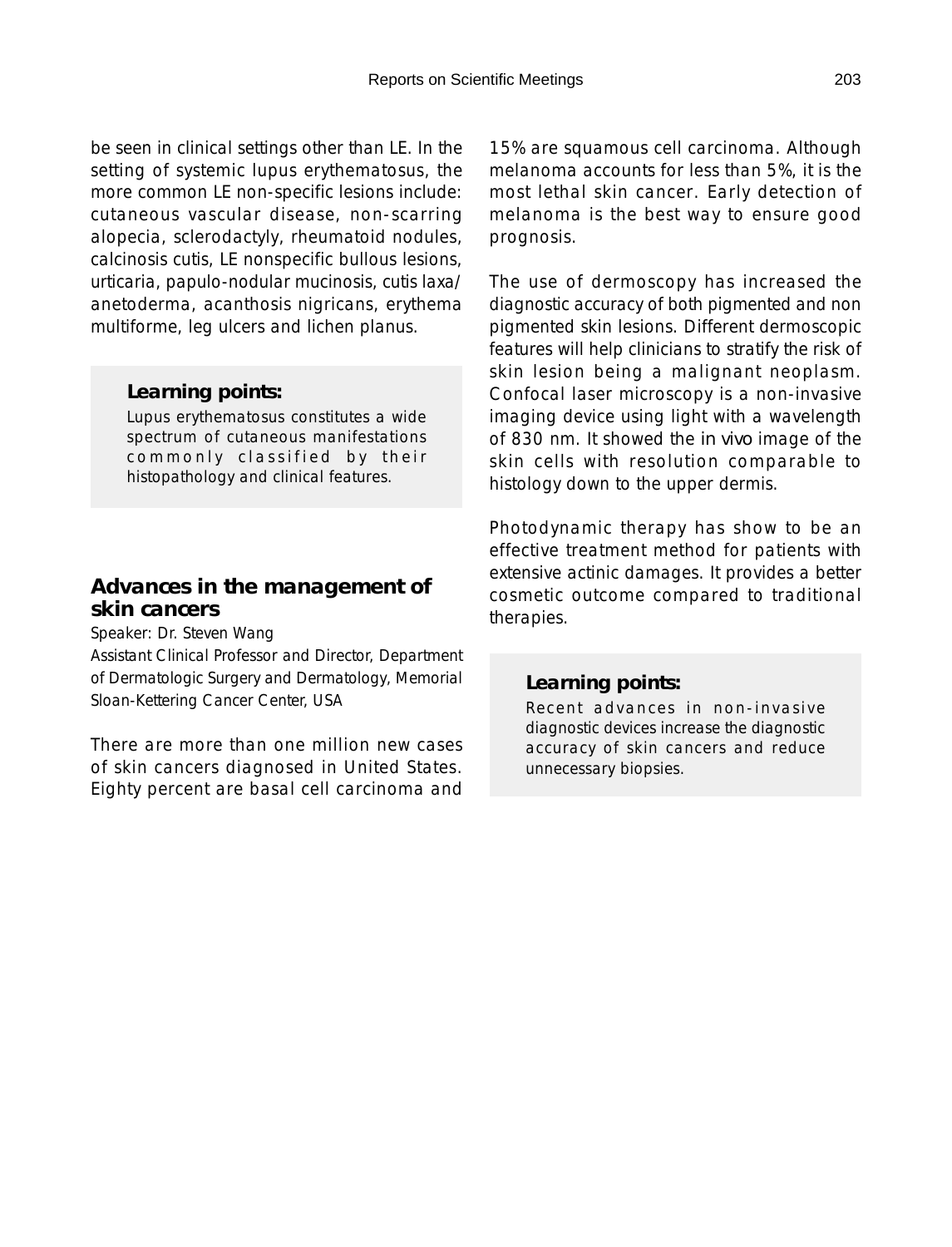be seen in clinical settings other than LE. In the setting of systemic lupus erythematosus, the more common LE non-specific lesions include: cutaneous vascular disease, non-scarring alopecia, sclerodactyly, rheumatoid nodules, calcinosis cutis, LE nonspecific bullous lesions, urticaria, papulo-nodular mucinosis, cutis laxa/anetoderma, acanthosis nigricans, erythema multiforme, leg ulcers and lichen planus.

> **Learning points:**
>
> Lupus erythematosus constitutes a wide spectrum of cutaneous manifestations commonly classified by their histopathology and clinical features.

## Advances in the management of skin cancers

Speaker: Dr. Steven Wang

Assistant Clinical Professor and Director, Department of Dermatologic Surgery and Dermatology, Memorial Sloan-Kettering Cancer Center, USA

There are more than one million new cases of skin cancers diagnosed in United States. Eighty percent are basal cell carcinoma and 15% are squamous cell carcinoma. Although melanoma accounts for less than 5%, it is the most lethal skin cancer. Early detection of melanoma is the best way to ensure good prognosis.

The use of dermoscopy has increased the diagnostic accuracy of both pigmented and non pigmented skin lesions. Different dermoscopic features will help clinicians to stratify the risk of skin lesion being a malignant neoplasm. Confocal laser microscopy is a non-invasive imaging device using light with a wavelength of 830 nm. It showed the *in vivo* image of the skin cells with resolution comparable to histology down to the upper dermis.

Photodynamic therapy has show to be an effective treatment method for patients with extensive actinic damages. It provides a better cosmetic outcome compared to traditional therapies.

> **Learning points:**
>
> Recent advances in non-invasive diagnostic devices increase the diagnostic accuracy of skin cancers and reduce unnecessary biopsies.